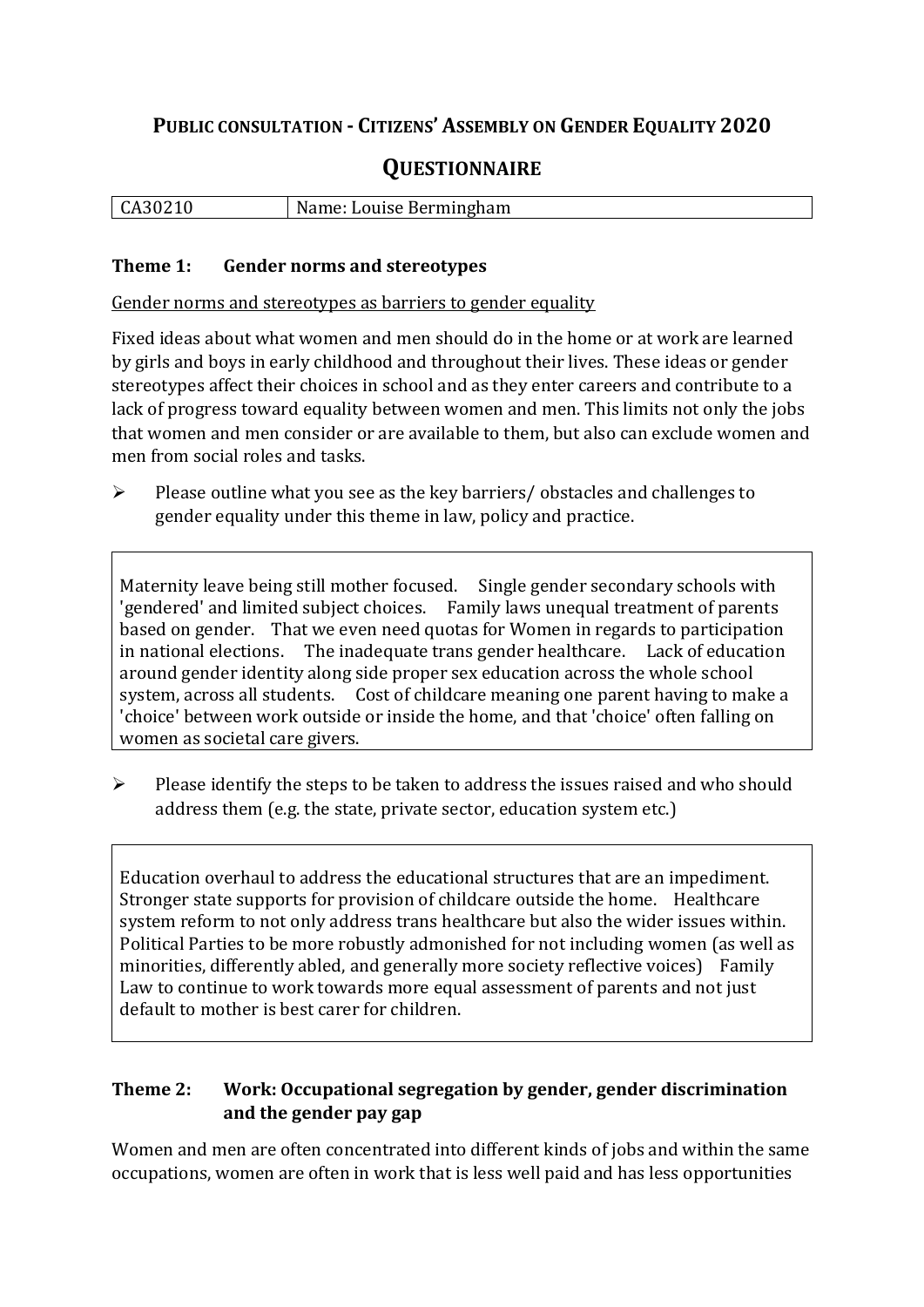# Public consultation - Citizens' Assembly on Gender Equality 2020

## Questionnaire

| CA30210 | Name: Louise Bermingham |
| --- | --- |

### Theme 1: Gender norms and stereotypes

Gender norms and stereotypes as barriers to gender equality

Fixed ideas about what women and men should do in the home or at work are learned by girls and boys in early childhood and throughout their lives. These ideas or gender stereotypes affect their choices in school and as they enter careers and contribute to a lack of progress toward equality between women and men. This limits not only the jobs that women and men consider or are available to them, but also can exclude women and men from social roles and tasks.

- Please outline what you see as the key barriers/ obstacles and challenges to gender equality under this theme in law, policy and practice.

> Maternity leave being still mother focused. Single gender secondary schools with 'gendered' and limited subject choices. Family laws unequal treatment of parents based on gender. That we even need quotas for Women in regards to participation in national elections. The inadequate trans gender healthcare. Lack of education around gender identity along side proper sex education across the whole school system, across all students. Cost of childcare meaning one parent having to make a 'choice' between work outside or inside the home, and that 'choice' often falling on women as societal care givers.

- Please identify the steps to be taken to address the issues raised and who should address them (e.g. the state, private sector, education system etc.)

> Education overhaul to address the educational structures that are an impediment. Stronger state supports for provision of childcare outside the home. Healthcare system reform to not only address trans healthcare but also the wider issues within. Political Parties to be more robustly admonished for not including women (as well as minorities, differently abled, and generally more society reflective voices) Family Law to continue to work towards more equal assessment of parents and not just default to mother is best carer for children.

### Theme 2: Work: Occupational segregation by gender, gender discrimination and the gender pay gap

Women and men are often concentrated into different kinds of jobs and within the same occupations, women are often in work that is less well paid and has less opportunities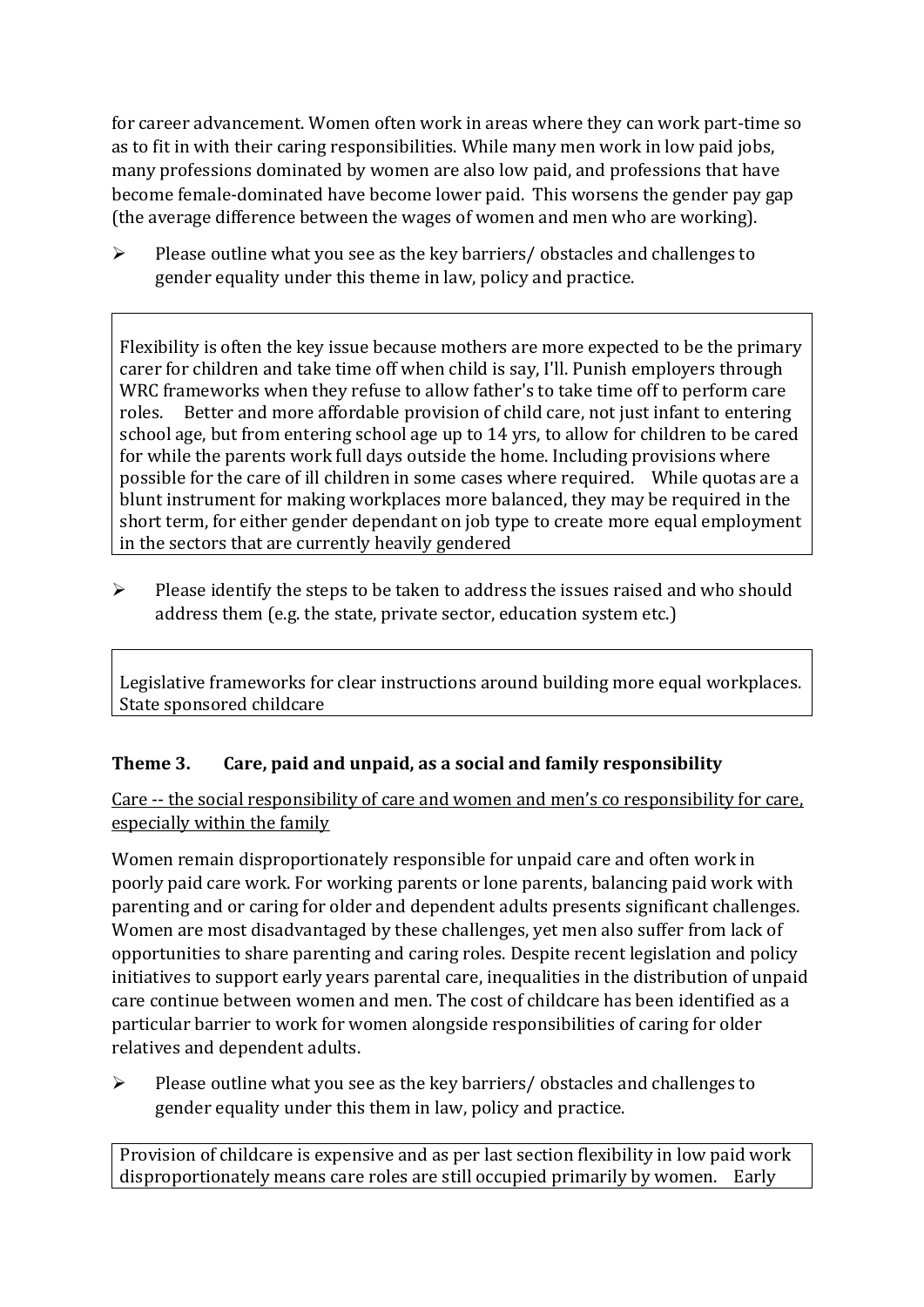for career advancement. Women often work in areas where they can work part-time so as to fit in with their caring responsibilities. While many men work in low paid jobs, many professions dominated by women are also low paid, and professions that have become female-dominated have become lower paid. This worsens the gender pay gap (the average difference between the wages of women and men who are working).

- Please outline what you see as the key barriers/ obstacles and challenges to gender equality under this theme in law, policy and practice.

> Flexibility is often the key issue because mothers are more expected to be the primary carer for children and take time off when child is say, I'll. Punish employers through WRC frameworks when they refuse to allow father's to take time off to perform care roles. Better and more affordable provision of child care, not just infant to entering school age, but from entering school age up to 14 yrs, to allow for children to be cared for while the parents work full days outside the home. Including provisions where possible for the care of ill children in some cases where required. While quotas are a blunt instrument for making workplaces more balanced, they may be required in the short term, for either gender dependant on job type to create more equal employment in the sectors that are currently heavily gendered

- Please identify the steps to be taken to address the issues raised and who should address them (e.g. the state, private sector, education system etc.)

> Legislative frameworks for clear instructions around building more equal workplaces. State sponsored childcare

## Theme 3. Care, paid and unpaid, as a social and family responsibility

Care -- the social responsibility of care and women and men's co responsibility for care, especially within the family

Women remain disproportionately responsible for unpaid care and often work in poorly paid care work. For working parents or lone parents, balancing paid work with parenting and or caring for older and dependent adults presents significant challenges. Women are most disadvantaged by these challenges, yet men also suffer from lack of opportunities to share parenting and caring roles. Despite recent legislation and policy initiatives to support early years parental care, inequalities in the distribution of unpaid care continue between women and men. The cost of childcare has been identified as a particular barrier to work for women alongside responsibilities of caring for older relatives and dependent adults.

- Please outline what you see as the key barriers/ obstacles and challenges to gender equality under this them in law, policy and practice.

> Provision of childcare is expensive and as per last section flexibility in low paid work disproportionately means care roles are still occupied primarily by women. Early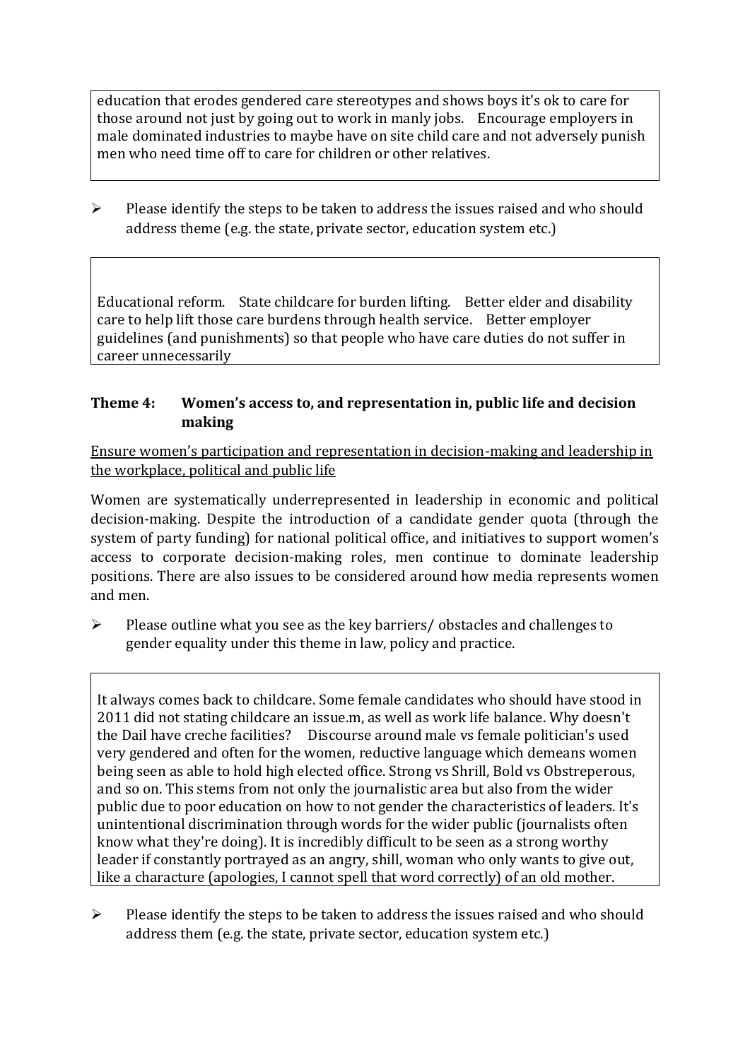education that erodes gendered care stereotypes and shows boys it's ok to care for those around not just by going out to work in manly jobs. Encourage employers in male dominated industries to maybe have on site child care and not adversely punish men who need time off to care for children or other relatives.

- Please identify the steps to be taken to address the issues raised and who should address theme (e.g. the state, private sector, education system etc.)

Educational reform. State childcare for burden lifting. Better elder and disability care to help lift those care burdens through health service. Better employer guidelines (and punishments) so that people who have care duties do not suffer in career unnecessarily

## Theme 4: Women's access to, and representation in, public life and decision making

<u>Ensure women's participation and representation in decision-making and leadership in the workplace, political and public life</u>

Women are systematically underrepresented in leadership in economic and political decision-making. Despite the introduction of a candidate gender quota (through the system of party funding) for national political office, and initiatives to support women's access to corporate decision-making roles, men continue to dominate leadership positions. There are also issues to be considered around how media represents women and men.

- Please outline what you see as the key barriers/ obstacles and challenges to gender equality under this theme in law, policy and practice.

It always comes back to childcare. Some female candidates who should have stood in 2011 did not stating childcare an issue.m, as well as work life balance. Why doesn't the Dail have creche facilities? Discourse around male vs female politician's used very gendered and often for the women, reductive language which demeans women being seen as able to hold high elected office. Strong vs Shrill, Bold vs Obstreperous, and so on. This stems from not only the journalistic area but also from the wider public due to poor education on how to not gender the characteristics of leaders. It's unintentional discrimination through words for the wider public (journalists often know what they're doing). It is incredibly difficult to be seen as a strong worthy leader if constantly portrayed as an angry, shill, woman who only wants to give out, like a charicture (apologies, I cannot spell that word correctly) of an old mother.

- Please identify the steps to be taken to address the issues raised and who should address them (e.g. the state, private sector, education system etc.)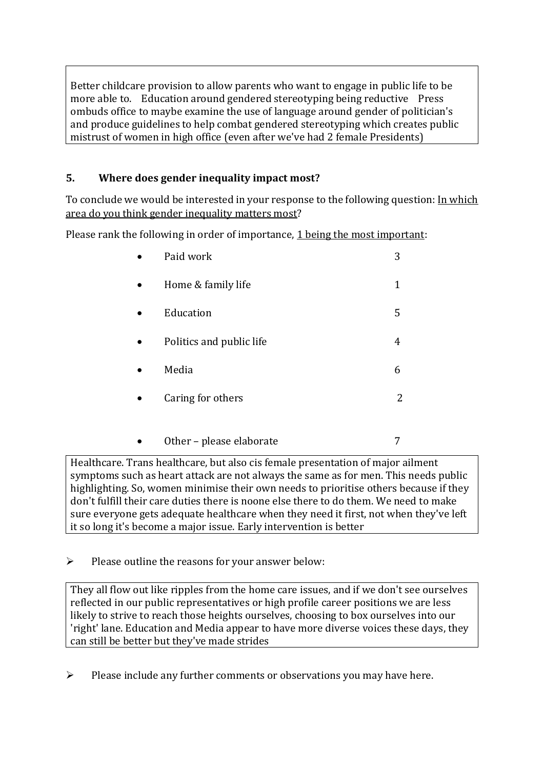Better childcare provision to allow parents who want to engage in public life to be more able to. Education around gendered stereotyping being reductive Press ombuds office to maybe examine the use of language around gender of politician's and produce guidelines to help combat gendered stereotyping which creates public mistrust of women in high office (even after we've had 2 female Presidents)

## 5. Where does gender inequality impact most?

To conclude we would be interested in your response to the following question: In which area do you think gender inequality matters most?

Please rank the following in order of importance, 1 being the most important:

| | |
|---|---|
| • Paid work | 3 |
| • Home & family life | 1 |
| • Education | 5 |
| • Politics and public life | 4 |
| • Media | 6 |
| • Caring for others | 2 |
| • Other – please elaborate | 7 |

Healthcare. Trans healthcare, but also cis female presentation of major ailment symptoms such as heart attack are not always the same as for men. This needs public highlighting. So, women minimise their own needs to prioritise others because if they don't fulfill their care duties there is noone else there to do them. We need to make sure everyone gets adequate healthcare when they need it first, not when they've left it so long it's become a major issue. Early intervention is better

➢ Please outline the reasons for your answer below:

They all flow out like ripples from the home care issues, and if we don't see ourselves reflected in our public representatives or high profile career positions we are less likely to strive to reach those heights ourselves, choosing to box ourselves into our 'right' lane. Education and Media appear to have more diverse voices these days, they can still be better but they've made strides

➢ Please include any further comments or observations you may have here.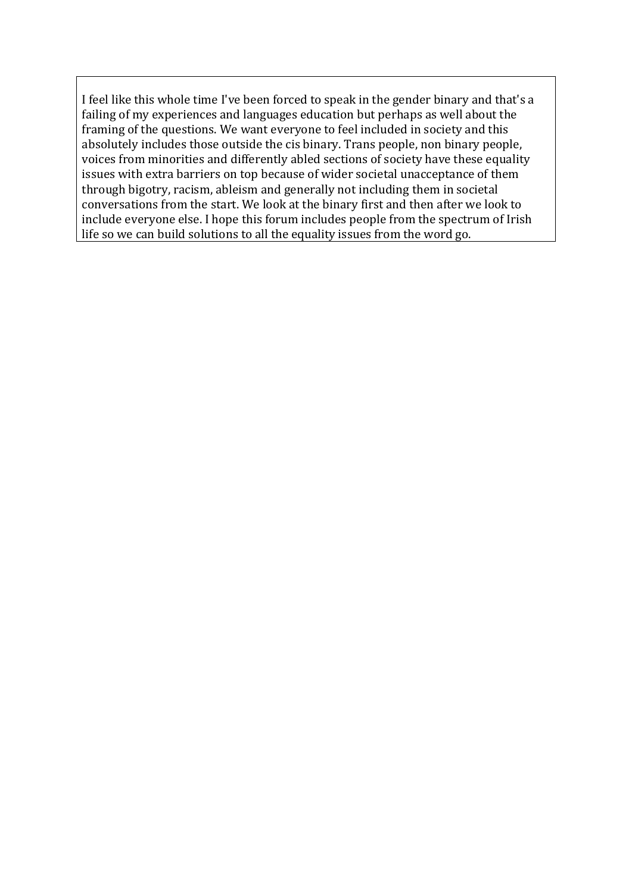I feel like this whole time I've been forced to speak in the gender binary and that's a failing of my experiences and languages education but perhaps as well about the framing of the questions. We want everyone to feel included in society and this absolutely includes those outside the cis binary. Trans people, non binary people, voices from minorities and differently abled sections of society have these equality issues with extra barriers on top because of wider societal unacceptance of them through bigotry, racism, ableism and generally not including them in societal conversations from the start. We look at the binary first and then after we look to include everyone else. I hope this forum includes people from the spectrum of Irish life so we can build solutions to all the equality issues from the word go.